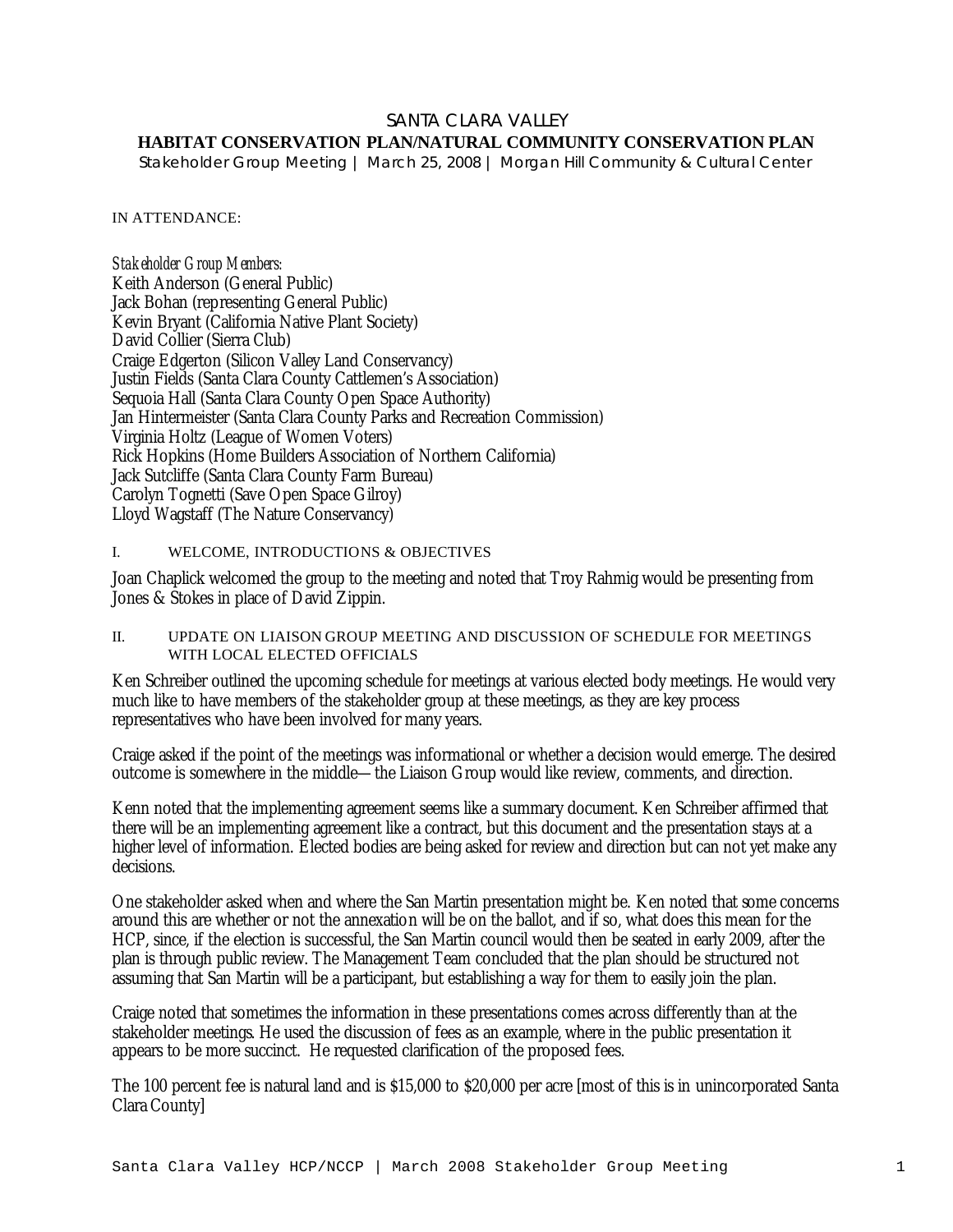# SANTA CLARA VALLEY

## HABITAT CONSERVATION PLAN/NATURAL COMMUNITY CONSERVATION PLAN

Stakeholder Group Meeting | March 25, 2008 | Morgan Hill Community & Cultural Center

IN ATTENDANCE:

*Stakeholder Group Members:*
Keith Anderson (General Public)
Jack Bohan (representing General Public)
Kevin Bryant (California Native Plant Society)
David Collier (Sierra Club)
Craige Edgerton (Silicon Valley Land Conservancy)
Justin Fields (Santa Clara County Cattlemen's Association)
Sequoia Hall (Santa Clara County Open Space Authority)
Jan Hintermeister (Santa Clara County Parks and Recreation Commission)
Virginia Holtz (League of Women Voters)
Rick Hopkins (Home Builders Association of Northern California)
Jack Sutcliffe (Santa Clara County Farm Bureau)
Carolyn Tognetti (Save Open Space Gilroy)
Lloyd Wagstaff (The Nature Conservancy)

### I. WELCOME, INTRODUCTIONS & OBJECTIVES

Joan Chaplick welcomed the group to the meeting and noted that Troy Rahmig would be presenting from Jones & Stokes in place of David Zippin.

### II. UPDATE ON LIAISON GROUP MEETING AND DISCUSSION OF SCHEDULE FOR MEETINGS WITH LOCAL ELECTED OFFICIALS

Ken Schreiber outlined the upcoming schedule for meetings at various elected body meetings. He would very much like to have members of the stakeholder group at these meetings, as they are key process representatives who have been involved for many years.

Craige asked if the point of the meetings was informational or whether a decision would emerge. The desired outcome is somewhere in the middle—the Liaison Group would like review, comments, and direction.

Kenn noted that the implementing agreement seems like a summary document. Ken Schreiber affirmed that there will be an implementing agreement like a contract, but this document and the presentation stays at a higher level of information. Elected bodies are being asked for review and direction but can not yet make any decisions.

One stakeholder asked when and where the San Martin presentation might be. Ken noted that some concerns around this are whether or not the annexation will be on the ballot, and if so, what does this mean for the HCP, since, if the election is successful, the San Martin council would then be seated in early 2009, after the plan is through public review. The Management Team concluded that the plan should be structured not assuming that San Martin will be a participant, but establishing a way for them to easily join the plan.

Craige noted that sometimes the information in these presentations comes across differently than at the stakeholder meetings. He used the discussion of fees as an example, where in the public presentation it appears to be more succinct. He requested clarification of the proposed fees.

The 100 percent fee is natural land and is $15,000 to $20,000 per acre [most of this is in unincorporated Santa Clara County]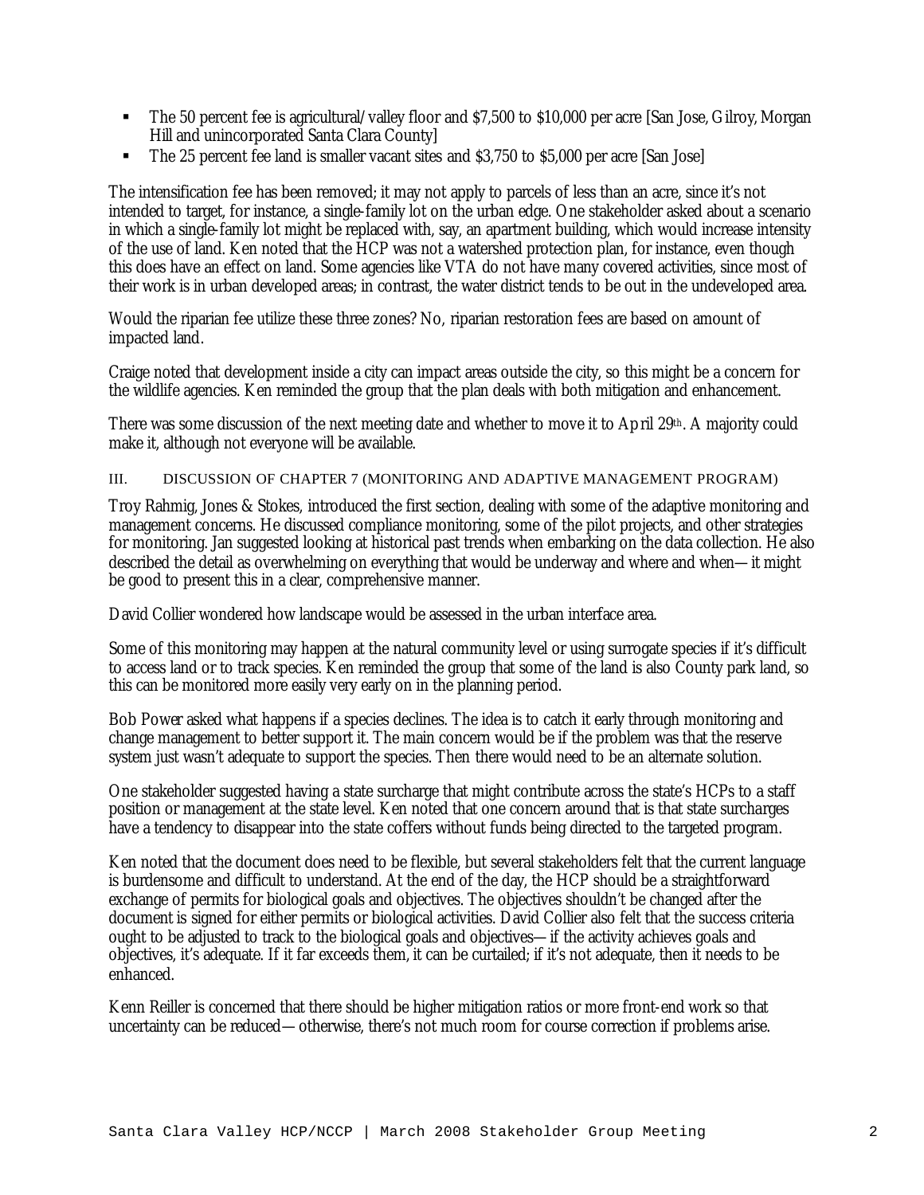- The 50 percent fee is agricultural/valley floor and $7,500 to $10,000 per acre [San Jose, Gilroy, Morgan Hill and unincorporated Santa Clara County]
- The 25 percent fee land is smaller vacant sites and $3,750 to $5,000 per acre [San Jose]

The intensification fee has been removed; it may not apply to parcels of less than an acre, since it's not intended to target, for instance, a single-family lot on the urban edge. One stakeholder asked about a scenario in which a single-family lot might be replaced with, say, an apartment building, which would increase intensity of the use of land. Ken noted that the HCP was not a watershed protection plan, for instance, even though this does have an effect on land. Some agencies like VTA do not have many covered activities, since most of their work is in urban developed areas; in contrast, the water district tends to be out in the undeveloped area.

Would the riparian fee utilize these three zones? No, riparian restoration fees are based on amount of impacted land.

Craige noted that development inside a city can impact areas outside the city, so this might be a concern for the wildlife agencies. Ken reminded the group that the plan deals with both mitigation and enhancement.

There was some discussion of the next meeting date and whether to move it to April 29th. A majority could make it, although not everyone will be available.

## III. DISCUSSION OF CHAPTER 7 (MONITORING AND ADAPTIVE MANAGEMENT PROGRAM)

Troy Rahmig, Jones & Stokes, introduced the first section, dealing with some of the adaptive monitoring and management concerns. He discussed compliance monitoring, some of the pilot projects, and other strategies for monitoring. Jan suggested looking at historical past trends when embarking on the data collection. He also described the detail as overwhelming on everything that would be underway and where and when—it might be good to present this in a clear, comprehensive manner.

David Collier wondered how landscape would be assessed in the urban interface area.

Some of this monitoring may happen at the natural community level or using surrogate species if it's difficult to access land or to track species. Ken reminded the group that some of the land is also County park land, so this can be monitored more easily very early on in the planning period.

Bob Power asked what happens if a species declines. The idea is to catch it early through monitoring and change management to better support it. The main concern would be if the problem was that the reserve system just wasn't adequate to support the species. Then there would need to be an alternate solution.

One stakeholder suggested having a state surcharge that might contribute across the state's HCPs to a staff position or management at the state level. Ken noted that one concern around that is that state surcharges have a tendency to disappear into the state coffers without funds being directed to the targeted program.

Ken noted that the document does need to be flexible, but several stakeholders felt that the current language is burdensome and difficult to understand. At the end of the day, the HCP should be a straightforward exchange of permits for biological goals and objectives. The objectives shouldn't be changed after the document is signed for either permits or biological activities. David Collier also felt that the success criteria ought to be adjusted to track to the biological goals and objectives—if the activity achieves goals and objectives, it's adequate. If it far exceeds them, it can be curtailed; if it's not adequate, then it needs to be enhanced.

Kenn Reiller is concerned that there should be higher mitigation ratios or more front-end work so that uncertainty can be reduced—otherwise, there's not much room for course correction if problems arise.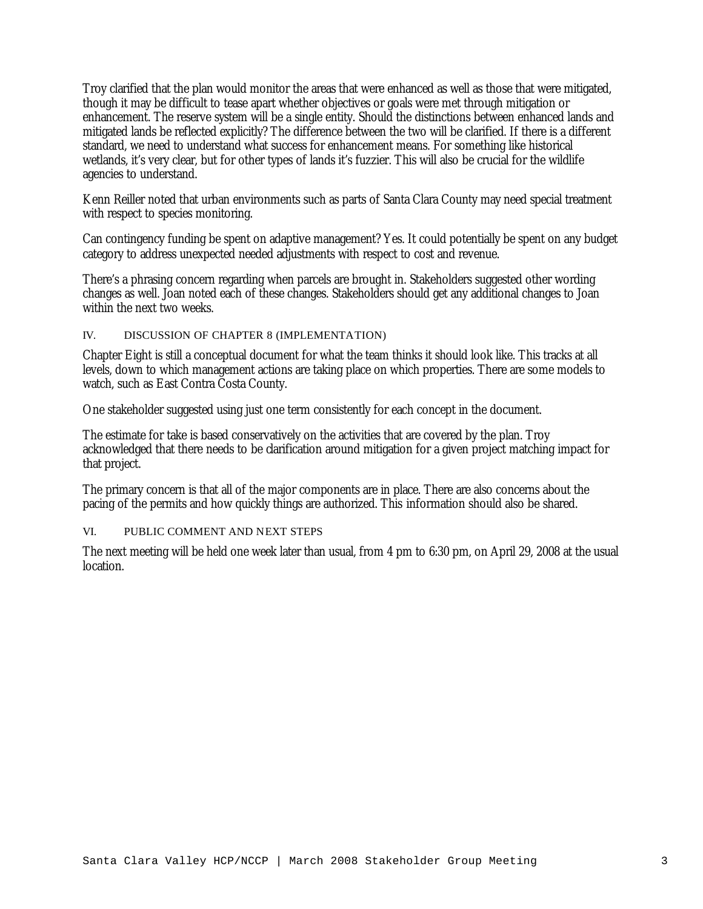Troy clarified that the plan would monitor the areas that were enhanced as well as those that were mitigated, though it may be difficult to tease apart whether objectives or goals were met through mitigation or enhancement. The reserve system will be a single entity. Should the distinctions between enhanced lands and mitigated lands be reflected explicitly? The difference between the two will be clarified. If there is a different standard, we need to understand what success for enhancement means. For something like historical wetlands, it's very clear, but for other types of lands it's fuzzier. This will also be crucial for the wildlife agencies to understand.

Kenn Reiller noted that urban environments such as parts of Santa Clara County may need special treatment with respect to species monitoring.

Can contingency funding be spent on adaptive management? Yes. It could potentially be spent on any budget category to address unexpected needed adjustments with respect to cost and revenue.

There's a phrasing concern regarding when parcels are brought in. Stakeholders suggested other wording changes as well. Joan noted each of these changes. Stakeholders should get any additional changes to Joan within the next two weeks.

## IV. DISCUSSION OF CHAPTER 8 (IMPLEMENTATION)

Chapter Eight is still a conceptual document for what the team thinks it should look like. This tracks at all levels, down to which management actions are taking place on which properties. There are some models to watch, such as East Contra Costa County.

One stakeholder suggested using just one term consistently for each concept in the document.

The estimate for take is based conservatively on the activities that are covered by the plan. Troy acknowledged that there needs to be clarification around mitigation for a given project matching impact for that project.

The primary concern is that all of the major components are in place. There are also concerns about the pacing of the permits and how quickly things are authorized. This information should also be shared.

## VI. PUBLIC COMMENT AND NEXT STEPS

The next meeting will be held one week later than usual, from 4 pm to 6:30 pm, on April 29, 2008 at the usual location.